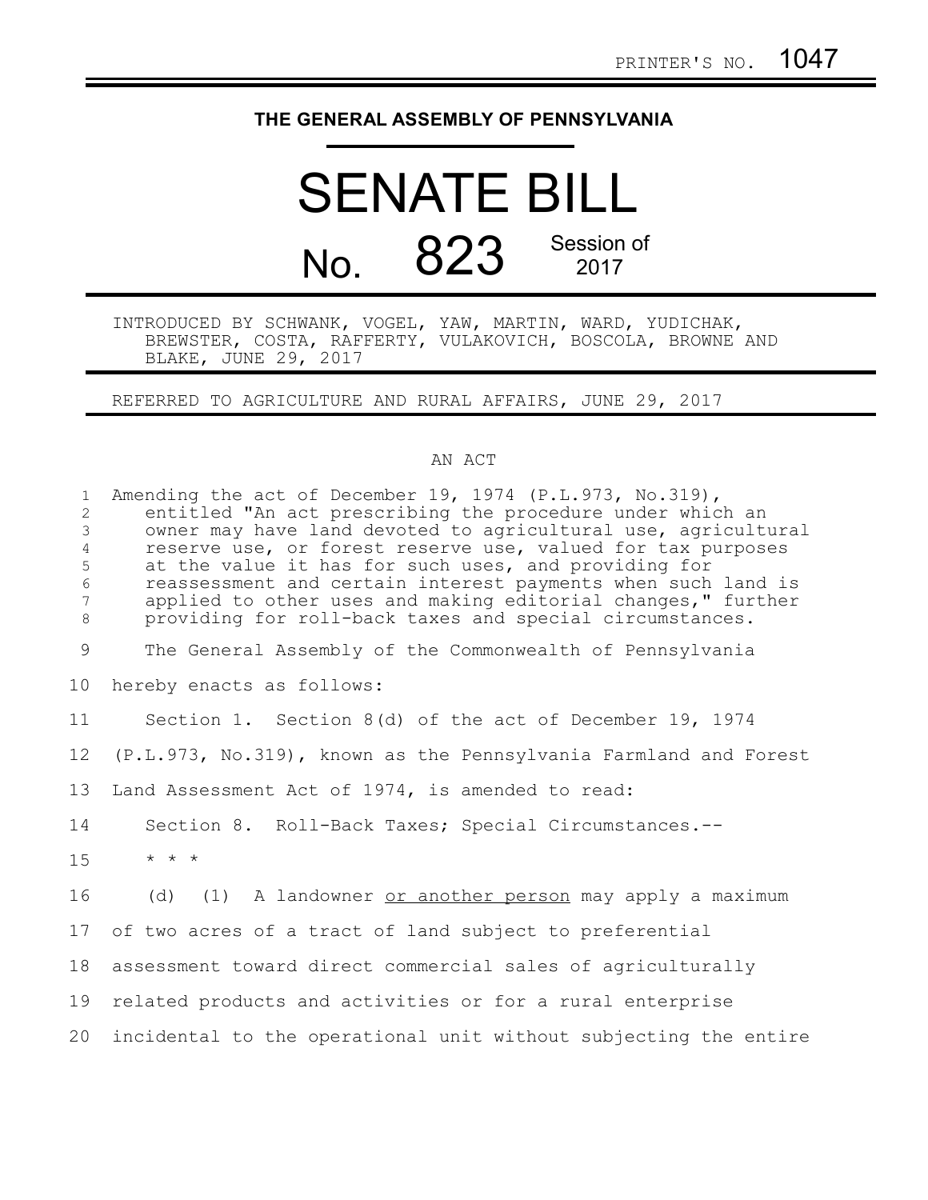PRINTER'S NO. 1047

# THE GENERAL ASSEMBLY OF PENNSYLVANIA

# SENATE BILL

## No. 823 Session of 2017

INTRODUCED BY SCHWANK, VOGEL, YAW, MARTIN, WARD, YUDICHAK, BREWSTER, COSTA, RAFFERTY, VULAKOVICH, BOSCOLA, BROWNE AND BLAKE, JUNE 29, 2017

REFERRED TO AGRICULTURE AND RURAL AFFAIRS, JUNE 29, 2017

AN ACT

Amending the act of December 19, 1974 (P.L.973, No.319), entitled "An act prescribing the procedure under which an owner may have land devoted to agricultural use, agricultural reserve use, or forest reserve use, valued for tax purposes at the value it has for such uses, and providing for reassessment and certain interest payments when such land is applied to other uses and making editorial changes," further providing for roll-back taxes and special circumstances.

The General Assembly of the Commonwealth of Pennsylvania hereby enacts as follows:

Section 1. Section 8(d) of the act of December 19, 1974 (P.L.973, No.319), known as the Pennsylvania Farmland and Forest Land Assessment Act of 1974, is amended to read:

Section 8. Roll-Back Taxes; Special Circumstances.--

* * *

(d) (1) A landowner <u>or another person</u> may apply a maximum of two acres of a tract of land subject to preferential assessment toward direct commercial sales of agriculturally related products and activities or for a rural enterprise incidental to the operational unit without subjecting the entire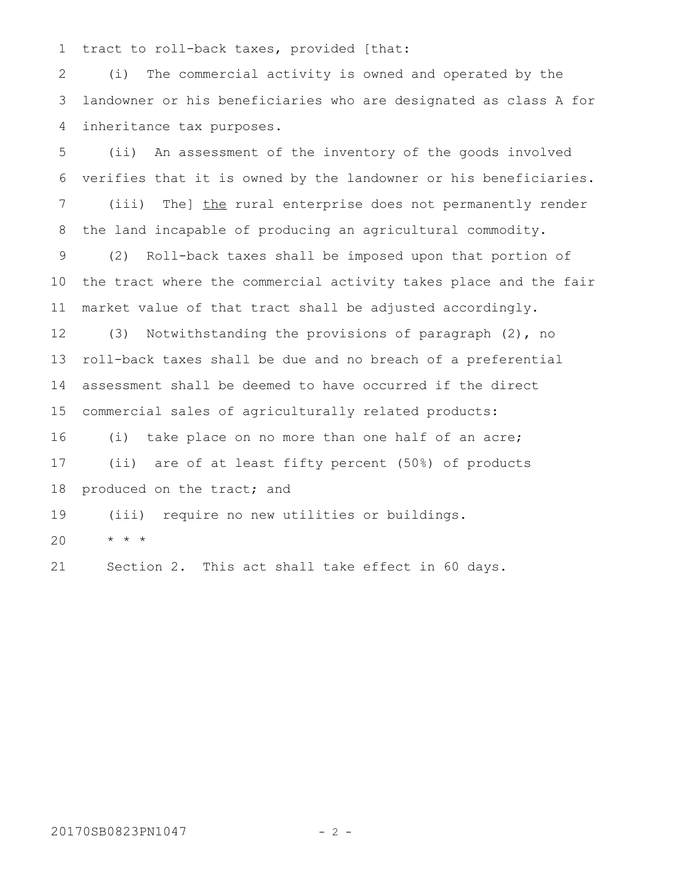tract to roll-back taxes, provided [that:

(i) The commercial activity is owned and operated by the landowner or his beneficiaries who are designated as class A for inheritance tax purposes.

(ii) An assessment of the inventory of the goods involved verifies that it is owned by the landowner or his beneficiaries.

(iii) The] <u>the</u> rural enterprise does not permanently render the land incapable of producing an agricultural commodity.

(2) Roll-back taxes shall be imposed upon that portion of the tract where the commercial activity takes place and the fair market value of that tract shall be adjusted accordingly.

(3) Notwithstanding the provisions of paragraph (2), no roll-back taxes shall be due and no breach of a preferential assessment shall be deemed to have occurred if the direct commercial sales of agriculturally related products:

(i) take place on no more than one half of an acre;

(ii) are of at least fifty percent (50%) of products produced on the tract; and

(iii) require no new utilities or buildings.

\* \* \*

Section 2. This act shall take effect in 60 days.